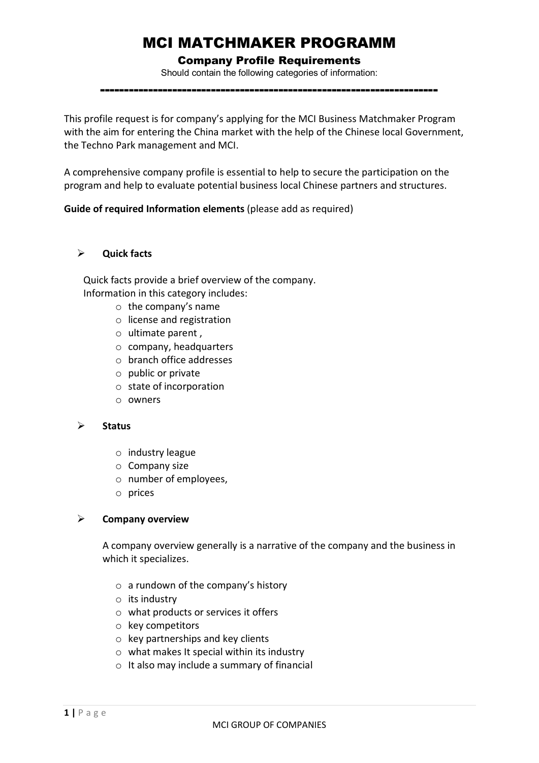# MCI MATCHMAKER PROGRAMM

## Company Profile Requirements

Should contain the following categories of information:

---

This profile request is for company's applying for the MCI Business Matchmaker Program with the aim for entering the China market with the help of the Chinese local Government, the Techno Park management and MCI.

A comprehensive company profile is essential to help to secure the participation on the program and help to evaluate potential business local Chinese partners and structures.

**Guide of required Information elements** (please add as required)

- **Quick facts**

  Quick facts provide a brief overview of the company.
  Information in this category includes:
    - the company's name
    - license and registration
    - ultimate parent ,
    - company, headquarters
    - branch office addresses
    - public or private
    - state of incorporation
    - owners

- **Status**
    - industry league
    - Company size
    - number of employees,
    - prices

- **Company overview**

  A company overview generally is a narrative of the company and the business in which it specializes.
    - a rundown of the company's history
    - its industry
    - what products or services it offers
    - key competitors
    - key partnerships and key clients
    - what makes It special within its industry
    - It also may include a summary of financial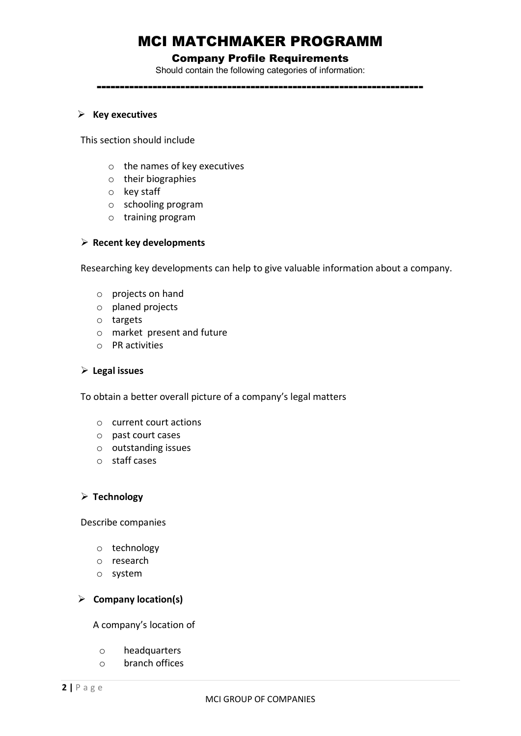# MCI MATCHMAKER PROGRAMM

## Company Profile Requirements

Should contain the following categories of information:

---

- **Key executives**

This section should include

- the names of key executives
- their biographies
- key staff
- schooling program
- training program

- **Recent key developments**

Researching key developments can help to give valuable information about a company.

- projects on hand
- planed projects
- targets
- market present and future
- PR activities

- **Legal issues**

To obtain a better overall picture of a company's legal matters

- current court actions
- past court cases
- outstanding issues
- staff cases

- **Technology**

Describe companies

- technology
- research
- system

- **Company location(s)**

A company's location of

- headquarters
- branch offices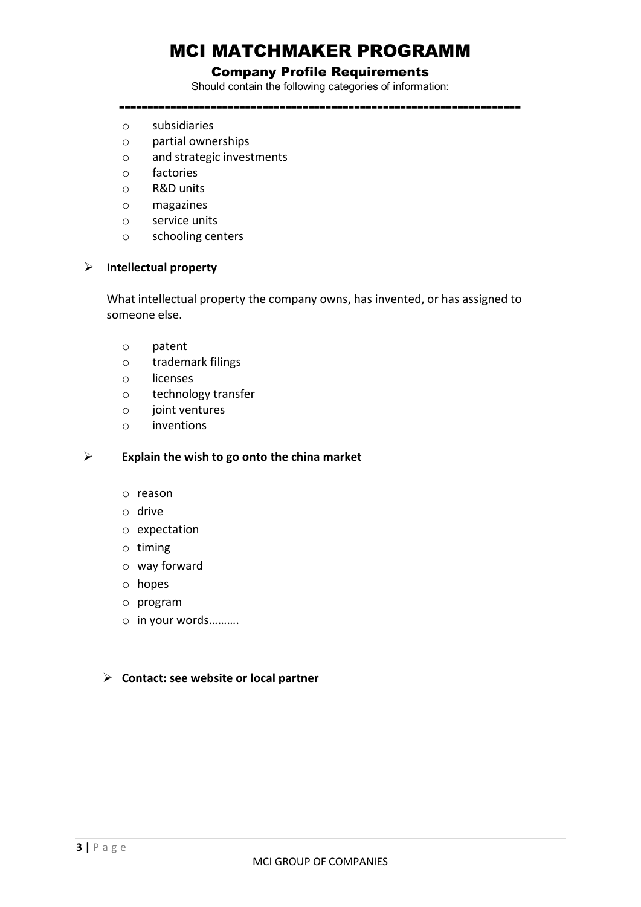# MCI MATCHMAKER PROGRAMM

## Company Profile Requirements

Should contain the following categories of information:

---

- subsidiaries
- partial ownerships
- and strategic investments
- factories
- R&D units
- magazines
- service units
- schooling centers

- **Intellectual property**

  What intellectual property the company owns, has invented, or has assigned to someone else.

  - patent
  - trademark filings
  - licenses
  - technology transfer
  - joint ventures
  - inventions

- **Explain the wish to go onto the china market**

  - reason
  - drive
  - expectation
  - timing
  - way forward
  - hopes
  - program
  - in your words……….

- **Contact: see website or local partner**